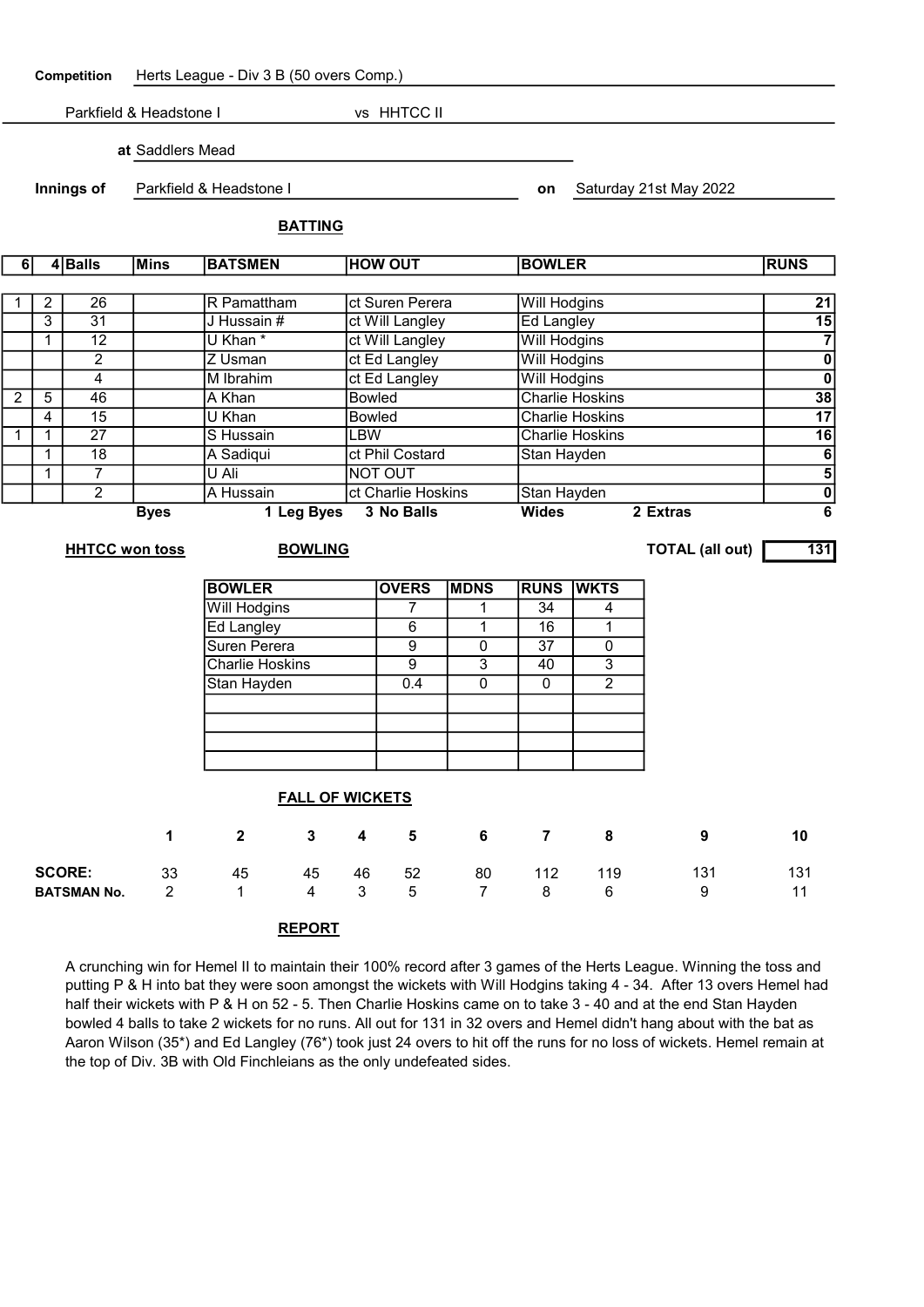**Competition** Herts League - Div 3 B (50 overs Comp.)

Parkfield & Headstone I vs HHTCC II

**at** Saddlers Mead

**Innings of** Parkfield & Headstone I **on** Saturday 21st May 2022

## BATTING

| 6 | 4 | Balls | Mins | BATSMEN | HOW OUT | BOWLER | RUNS |
|---|---|---|---|---|---|---|---|
| 1 | 2 | 26 | | R Pamattham | ct Suren Perera | Will Hodgins | 21 |
| | 3 | 31 | | J Hussain # | ct Will Langley | Ed Langley | 15 |
| | 1 | 12 | | U Khan * | ct Will Langley | Will Hodgins | 7 |
| | | 2 | | Z Usman | ct Ed Langley | Will Hodgins | 0 |
| | | 4 | | M Ibrahim | ct Ed Langley | Will Hodgins | 0 |
| 2 | 5 | 46 | | A Khan | Bowled | Charlie Hoskins | 38 |
| | 4 | 15 | | U Khan | Bowled | Charlie Hoskins | 17 |
| 1 | 1 | 27 | | S Hussain | LBW | Charlie Hoskins | 16 |
| | 1 | 18 | | A Sadiqui | ct Phil Costard | Stan Hayden | 6 |
| | 1 | 7 | | U Ali | NOT OUT | | 5 |
| | | 2 | | A Hussain | ct Charlie Hoskins | Stan Hayden | 0 |

**Byes** 1 **Leg Byes** 3 **No Balls** **Wides** 2 **Extras** 6

**HHTCC won toss**

**TOTAL (all out)** 131

## BOWLING

| BOWLER | OVERS | MDNS | RUNS | WKTS |
|---|---|---|---|---|
| Will Hodgins | 7 | 1 | 34 | 4 |
| Ed Langley | 6 | 1 | 16 | 1 |
| Suren Perera | 9 | 0 | 37 | 0 |
| Charlie Hoskins | 9 | 3 | 40 | 3 |
| Stan Hayden | 0.4 | 0 | 0 | 2 |

## FALL OF WICKETS

| | 1 | 2 | 3 | 4 | 5 | 6 | 7 | 8 | 9 | 10 |
|---|---|---|---|---|---|---|---|---|---|---|
| **SCORE:** | 33 | 45 | 45 | 46 | 52 | 80 | 112 | 119 | 131 | 131 |
| **BATSMAN No.** | 2 | 1 | 4 | 3 | 5 | 7 | 8 | 6 | 9 | 11 |

## REPORT

A crunching win for Hemel II to maintain their 100% record after 3 games of the Herts League. Winning the toss and putting P & H into bat they were soon amongst the wickets with Will Hodgins taking 4 - 34. After 13 overs Hemel had half their wickets with P & H on 52 - 5. Then Charlie Hoskins came on to take 3 - 40 and at the end Stan Hayden bowled 4 balls to take 2 wickets for no runs. All out for 131 in 32 overs and Hemel didn't hang about with the bat as Aaron Wilson (35*) and Ed Langley (76*) took just 24 overs to hit off the runs for no loss of wickets. Hemel remain at the top of Div. 3B with Old Finchleians as the only undefeated sides.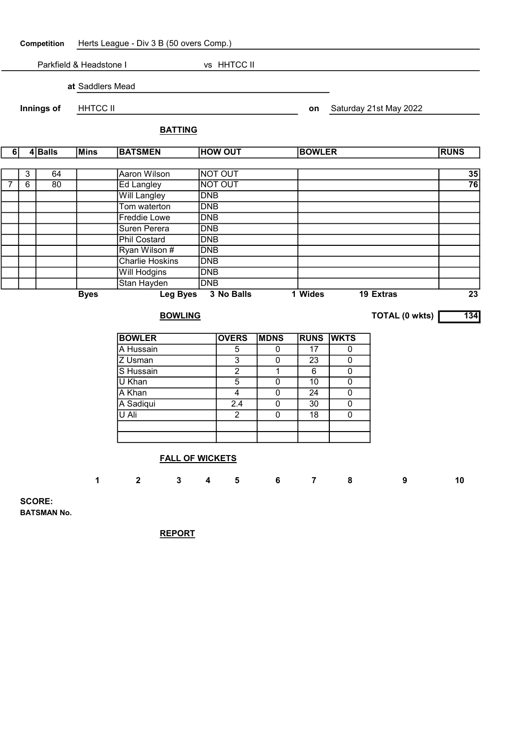**Competition** Herts League - Div 3 B (50 overs Comp.)

Parkfield & Headstone I vs HHTCC II

**at** Saddlers Mead

**Innings of** HHTCC II **on** Saturday 21st May 2022

## BATTING

| 6 | 4 | Balls | Mins | BATSMEN | HOW OUT | BOWLER | RUNS |
|---|---|---|---|---|---|---|---|
| | 3 | 64 | | Aaron Wilson | NOT OUT | | 35 |
| 7 | 6 | 80 | | Ed Langley | NOT OUT | | 76 |
| | | | | Will Langley | DNB | | |
| | | | | Tom waterton | DNB | | |
| | | | | Freddie Lowe | DNB | | |
| | | | | Suren Perera | DNB | | |
| | | | | Phil Costard | DNB | | |
| | | | | Ryan Wilson # | DNB | | |
| | | | | Charlie Hoskins | DNB | | |
| | | | | Will Hodgins | DNB | | |
| | | | | Stan Hayden | DNB | | |

**Byes** **Leg Byes** 3 **No Balls** 1 **Wides** 19 **Extras** 23

**TOTAL (0 wkts)** 134

## BOWLING

| BOWLER | OVERS | MDNS | RUNS | WKTS |
|---|---|---|---|---|
| A Hussain | 5 | 0 | 17 | 0 |
| Z Usman | 3 | 0 | 23 | 0 |
| S Hussain | 2 | 1 | 6 | 0 |
| U Khan | 5 | 0 | 10 | 0 |
| A Khan | 4 | 0 | 24 | 0 |
| A Sadiqui | 2.4 | 0 | 30 | 0 |
| U Ali | 2 | 0 | 18 | 0 |
| | | | | |
| | | | | |

## FALL OF WICKETS

| | 1 | 2 | 3 | 4 | 5 | 6 | 7 | 8 | 9 | 10 |
|---|---|---|---|---|---|---|---|---|---|---|
| **SCORE:** | | | | | | | | | | |
| **BATSMAN No.** | | | | | | | | | | |

## REPORT